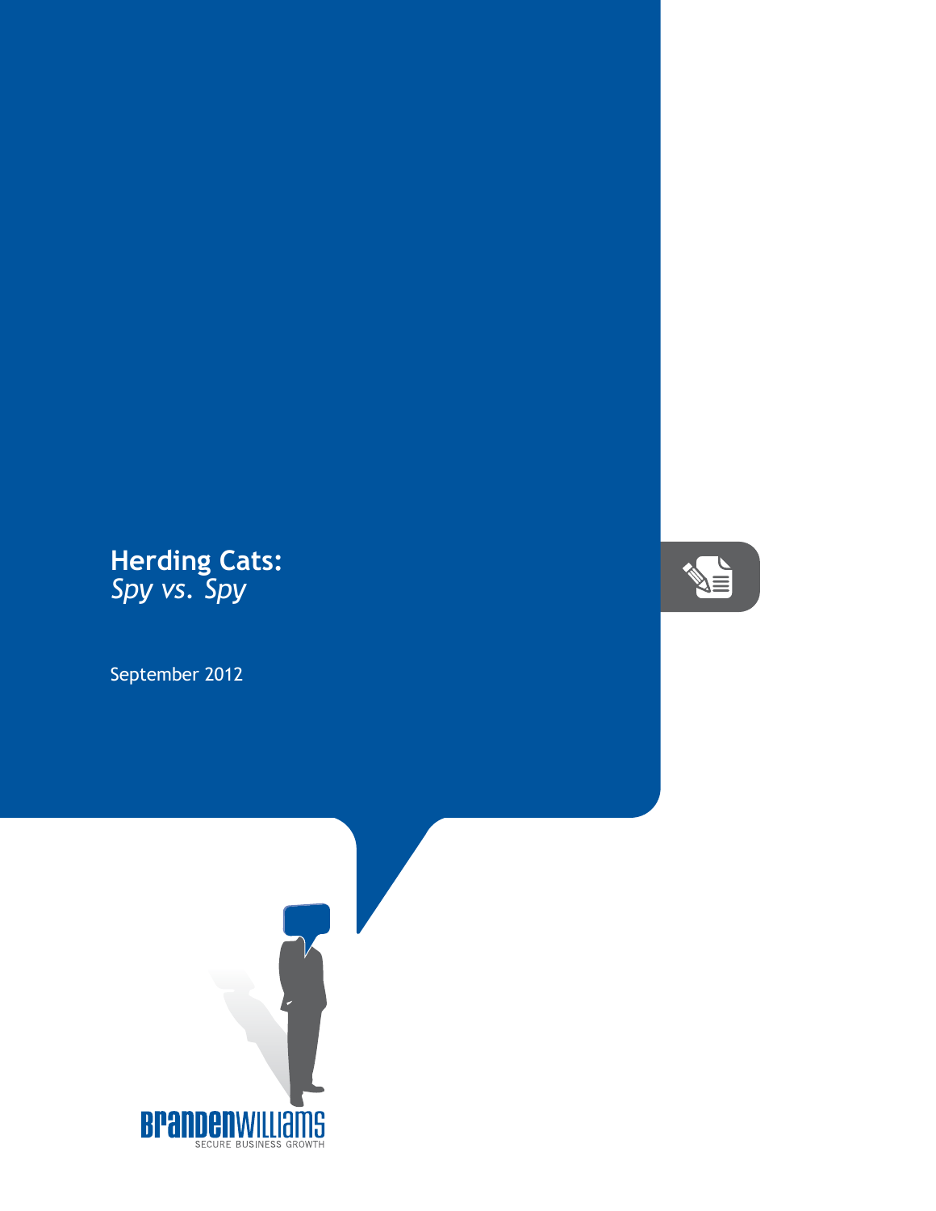# Herding Cats:
*Spy vs. Spy*

September 2012

BRANDENWILLIAMS
SECURE BUSINESS GROWTH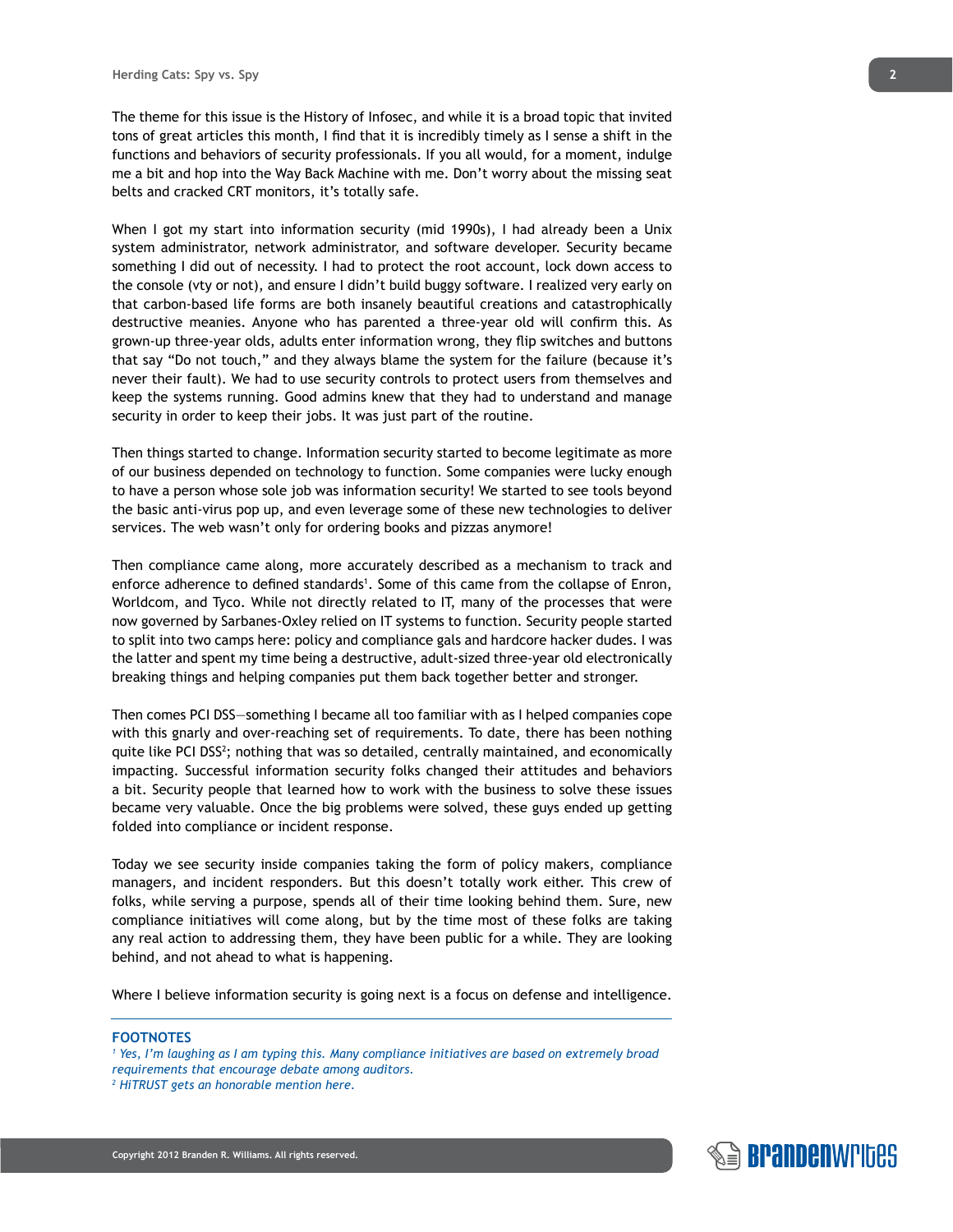The theme for this issue is the History of Infosec, and while it is a broad topic that invited tons of great articles this month, I find that it is incredibly timely as I sense a shift in the functions and behaviors of security professionals. If you all would, for a moment, indulge me a bit and hop into the Way Back Machine with me. Don't worry about the missing seat belts and cracked CRT monitors, it's totally safe.

When I got my start into information security (mid 1990s), I had already been a Unix system administrator, network administrator, and software developer. Security became something I did out of necessity. I had to protect the root account, lock down access to the console (vty or not), and ensure I didn't build buggy software. I realized very early on that carbon-based life forms are both insanely beautiful creations and catastrophically destructive meanies. Anyone who has parented a three-year old will confirm this. As grown-up three-year olds, adults enter information wrong, they flip switches and buttons that say "Do not touch," and they always blame the system for the failure (because it's never their fault). We had to use security controls to protect users from themselves and keep the systems running. Good admins knew that they had to understand and manage security in order to keep their jobs. It was just part of the routine.

Then things started to change. Information security started to become legitimate as more of our business depended on technology to function. Some companies were lucky enough to have a person whose sole job was information security! We started to see tools beyond the basic anti-virus pop up, and even leverage some of these new technologies to deliver services. The web wasn't only for ordering books and pizzas anymore!

Then compliance came along, more accurately described as a mechanism to track and enforce adherence to defined standards[1]. Some of this came from the collapse of Enron, Worldcom, and Tyco. While not directly related to IT, many of the processes that were now governed by Sarbanes-Oxley relied on IT systems to function. Security people started to split into two camps here: policy and compliance gals and hardcore hacker dudes. I was the latter and spent my time being a destructive, adult-sized three-year old electronically breaking things and helping companies put them back together better and stronger.

Then comes PCI DSS—something I became all too familiar with as I helped companies cope with this gnarly and over-reaching set of requirements. To date, there has been nothing quite like PCI DSS[2]; nothing that was so detailed, centrally maintained, and economically impacting. Successful information security folks changed their attitudes and behaviors a bit. Security people that learned how to work with the business to solve these issues became very valuable. Once the big problems were solved, these guys ended up getting folded into compliance or incident response.

Today we see security inside companies taking the form of policy makers, compliance managers, and incident responders. But this doesn't totally work either. This crew of folks, while serving a purpose, spends all of their time looking behind them. Sure, new compliance initiatives will come along, but by the time most of these folks are taking any real action to addressing them, they have been public for a while. They are looking behind, and not ahead to what is happening.

Where I believe information security is going next is a focus on defense and intelligence.

---

**FOOTNOTES**

[1] *Yes, I'm laughing as I am typing this. Many compliance initiatives are based on extremely broad requirements that encourage debate among auditors.*

[2] *HiTRUST gets an honorable mention here.*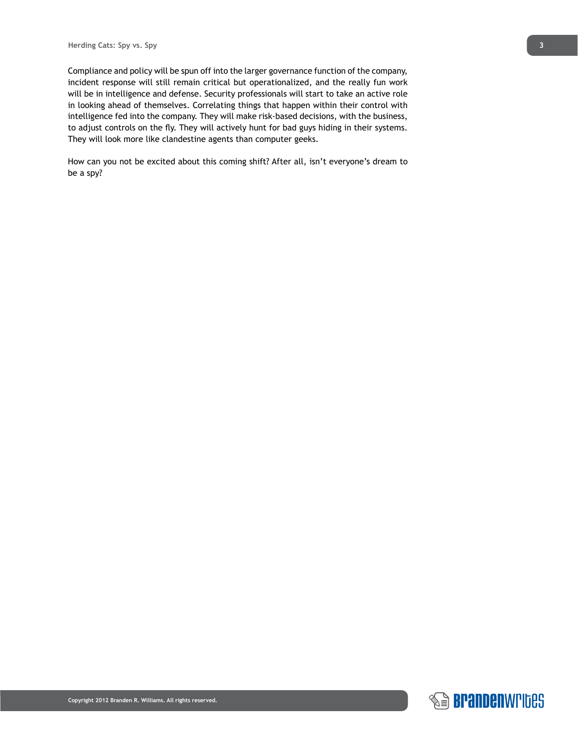Compliance and policy will be spun off into the larger governance function of the company, incident response will still remain critical but operationalized, and the really fun work will be in intelligence and defense. Security professionals will start to take an active role in looking ahead of themselves. Correlating things that happen within their control with intelligence fed into the company. They will make risk-based decisions, with the business, to adjust controls on the fly. They will actively hunt for bad guys hiding in their systems. They will look more like clandestine agents than computer geeks.

How can you not be excited about this coming shift? After all, isn't everyone's dream to be a spy?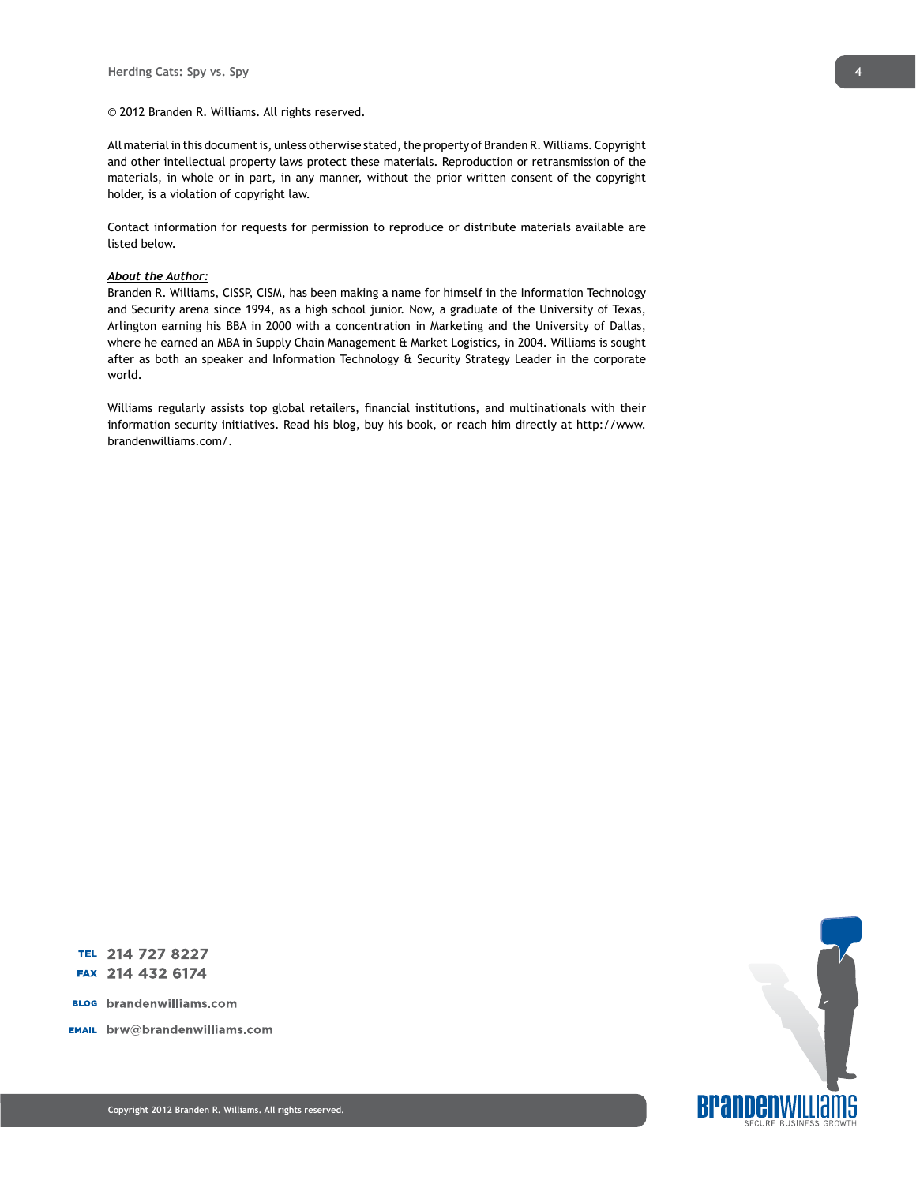© 2012 Branden R. Williams. All rights reserved.

All material in this document is, unless otherwise stated, the property of Branden R. Williams. Copyright and other intellectual property laws protect these materials. Reproduction or retransmission of the materials, in whole or in part, in any manner, without the prior written consent of the copyright holder, is a violation of copyright law.

Contact information for requests for permission to reproduce or distribute materials available are listed below.

***About the Author:***

Branden R. Williams, CISSP, CISM, has been making a name for himself in the Information Technology and Security arena since 1994, as a high school junior. Now, a graduate of the University of Texas, Arlington earning his BBA in 2000 with a concentration in Marketing and the University of Dallas, where he earned an MBA in Supply Chain Management & Market Logistics, in 2004. Williams is sought after as both an speaker and Information Technology & Security Strategy Leader in the corporate world.

Williams regularly assists top global retailers, financial institutions, and multinationals with their information security initiatives. Read his blog, buy his book, or reach him directly at http://www.brandenwilliams.com/.

**TEL** 214 727 8227

**FAX** 214 432 6174

**BLOG** brandenwilliams.com

**EMAIL** brw@brandenwilliams.com

BrandenWilliams

SECURE BUSINESS GROWTH